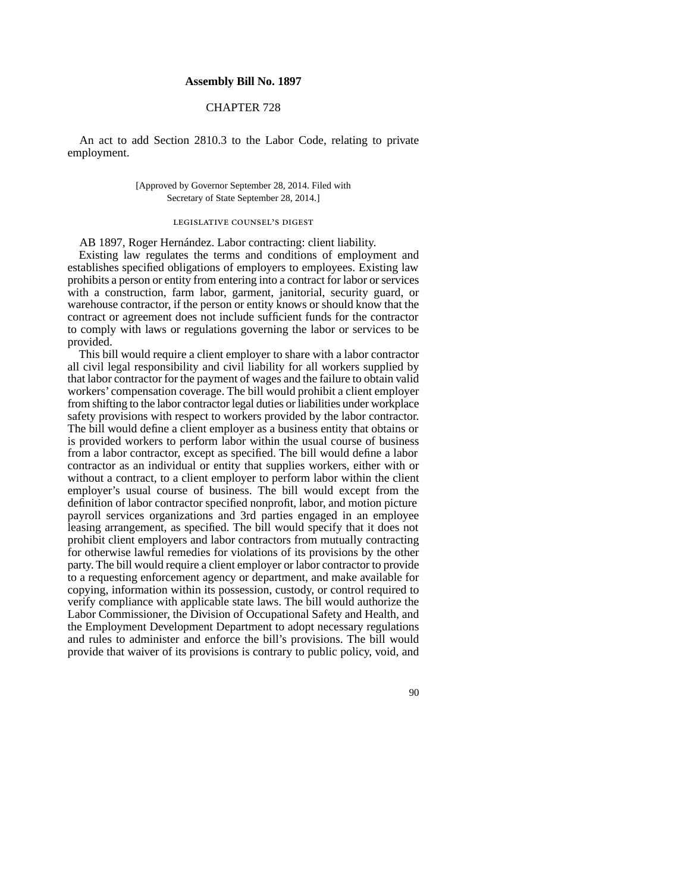**Assembly Bill No. 1897**

CHAPTER 728

An act to add Section 2810.3 to the Labor Code, relating to private employment.

[Approved by Governor September 28, 2014. Filed with Secretary of State September 28, 2014.]

LEGISLATIVE COUNSEL'S DIGEST

AB 1897, Roger Hernández. Labor contracting: client liability.

Existing law regulates the terms and conditions of employment and establishes specified obligations of employers to employees. Existing law prohibits a person or entity from entering into a contract for labor or services with a construction, farm labor, garment, janitorial, security guard, or warehouse contractor, if the person or entity knows or should know that the contract or agreement does not include sufficient funds for the contractor to comply with laws or regulations governing the labor or services to be provided.

This bill would require a client employer to share with a labor contractor all civil legal responsibility and civil liability for all workers supplied by that labor contractor for the payment of wages and the failure to obtain valid workers' compensation coverage. The bill would prohibit a client employer from shifting to the labor contractor legal duties or liabilities under workplace safety provisions with respect to workers provided by the labor contractor. The bill would define a client employer as a business entity that obtains or is provided workers to perform labor within the usual course of business from a labor contractor, except as specified. The bill would define a labor contractor as an individual or entity that supplies workers, either with or without a contract, to a client employer to perform labor within the client employer's usual course of business. The bill would except from the definition of labor contractor specified nonprofit, labor, and motion picture payroll services organizations and 3rd parties engaged in an employee leasing arrangement, as specified. The bill would specify that it does not prohibit client employers and labor contractors from mutually contracting for otherwise lawful remedies for violations of its provisions by the other party. The bill would require a client employer or labor contractor to provide to a requesting enforcement agency or department, and make available for copying, information within its possession, custody, or control required to verify compliance with applicable state laws. The bill would authorize the Labor Commissioner, the Division of Occupational Safety and Health, and the Employment Development Department to adopt necessary regulations and rules to administer and enforce the bill's provisions. The bill would provide that waiver of its provisions is contrary to public policy, void, and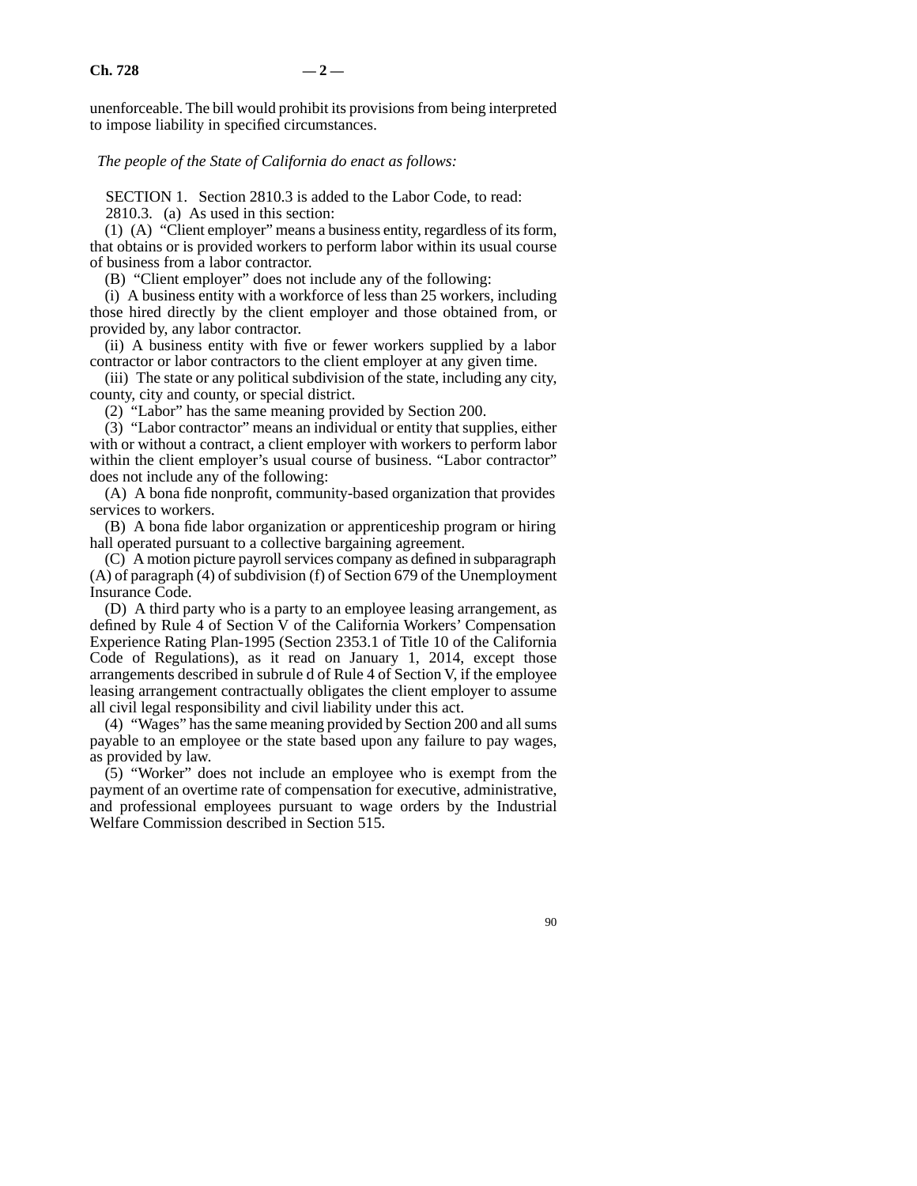unenforceable. The bill would prohibit its provisions from being interpreted to impose liability in specified circumstances.

*The people of the State of California do enact as follows:*

SECTION 1. Section 2810.3 is added to the Labor Code, to read:

2810.3. (a) As used in this section:

(1) (A) "Client employer" means a business entity, regardless of its form, that obtains or is provided workers to perform labor within its usual course of business from a labor contractor.

(B) "Client employer" does not include any of the following:

(i) A business entity with a workforce of less than 25 workers, including those hired directly by the client employer and those obtained from, or provided by, any labor contractor.

(ii) A business entity with five or fewer workers supplied by a labor contractor or labor contractors to the client employer at any given time.

(iii) The state or any political subdivision of the state, including any city, county, city and county, or special district.

(2) "Labor" has the same meaning provided by Section 200.

(3) "Labor contractor" means an individual or entity that supplies, either with or without a contract, a client employer with workers to perform labor within the client employer's usual course of business. "Labor contractor" does not include any of the following:

(A) A bona fide nonprofit, community-based organization that provides services to workers.

(B) A bona fide labor organization or apprenticeship program or hiring hall operated pursuant to a collective bargaining agreement.

(C) A motion picture payroll services company as defined in subparagraph (A) of paragraph (4) of subdivision (f) of Section 679 of the Unemployment Insurance Code.

(D) A third party who is a party to an employee leasing arrangement, as defined by Rule 4 of Section V of the California Workers' Compensation Experience Rating Plan-1995 (Section 2353.1 of Title 10 of the California Code of Regulations), as it read on January 1, 2014, except those arrangements described in subrule d of Rule 4 of Section V, if the employee leasing arrangement contractually obligates the client employer to assume all civil legal responsibility and civil liability under this act.

(4) "Wages" has the same meaning provided by Section 200 and all sums payable to an employee or the state based upon any failure to pay wages, as provided by law.

(5) "Worker" does not include an employee who is exempt from the payment of an overtime rate of compensation for executive, administrative, and professional employees pursuant to wage orders by the Industrial Welfare Commission described in Section 515.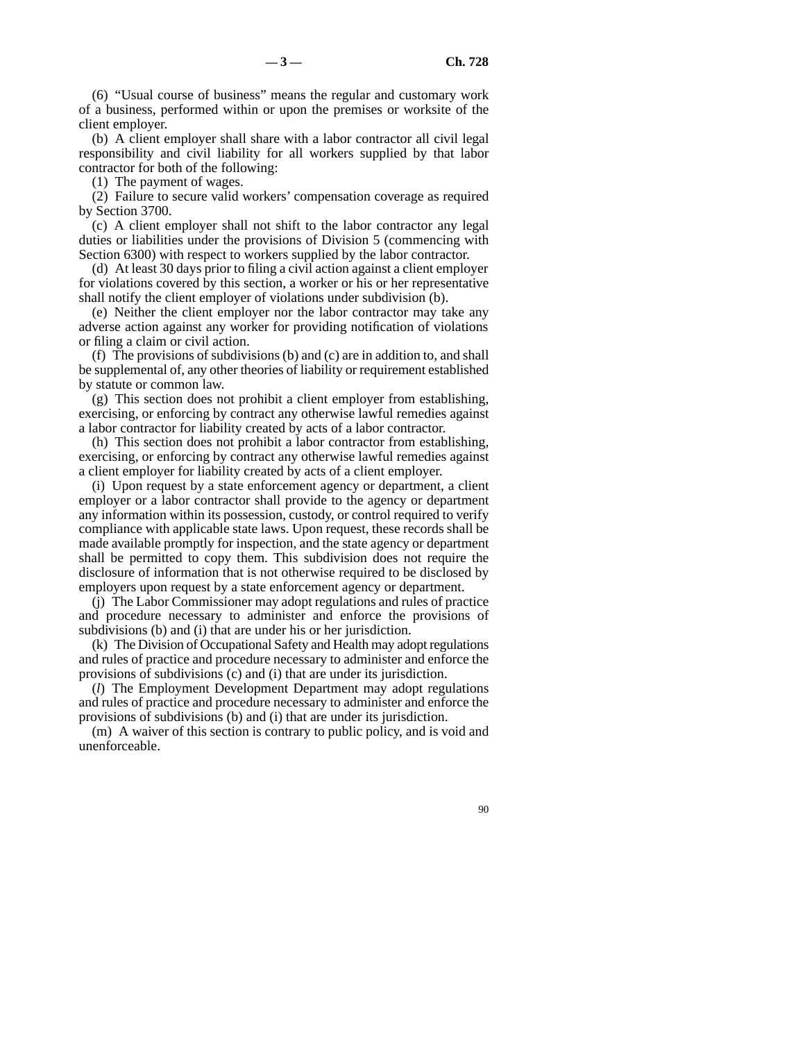(6) “Usual course of business” means the regular and customary work of a business, performed within or upon the premises or worksite of the client employer.

(b) A client employer shall share with a labor contractor all civil legal responsibility and civil liability for all workers supplied by that labor contractor for both of the following:

(1) The payment of wages.

(2) Failure to secure valid workers’ compensation coverage as required by Section 3700.

(c) A client employer shall not shift to the labor contractor any legal duties or liabilities under the provisions of Division 5 (commencing with Section 6300) with respect to workers supplied by the labor contractor.

(d) At least 30 days prior to filing a civil action against a client employer for violations covered by this section, a worker or his or her representative shall notify the client employer of violations under subdivision (b).

(e) Neither the client employer nor the labor contractor may take any adverse action against any worker for providing notification of violations or filing a claim or civil action.

(f) The provisions of subdivisions (b) and (c) are in addition to, and shall be supplemental of, any other theories of liability or requirement established by statute or common law.

(g) This section does not prohibit a client employer from establishing, exercising, or enforcing by contract any otherwise lawful remedies against a labor contractor for liability created by acts of a labor contractor.

(h) This section does not prohibit a labor contractor from establishing, exercising, or enforcing by contract any otherwise lawful remedies against a client employer for liability created by acts of a client employer.

(i) Upon request by a state enforcement agency or department, a client employer or a labor contractor shall provide to the agency or department any information within its possession, custody, or control required to verify compliance with applicable state laws. Upon request, these records shall be made available promptly for inspection, and the state agency or department shall be permitted to copy them. This subdivision does not require the disclosure of information that is not otherwise required to be disclosed by employers upon request by a state enforcement agency or department.

(j) The Labor Commissioner may adopt regulations and rules of practice and procedure necessary to administer and enforce the provisions of subdivisions (b) and (i) that are under his or her jurisdiction.

(k) The Division of Occupational Safety and Health may adopt regulations and rules of practice and procedure necessary to administer and enforce the provisions of subdivisions (c) and (i) that are under its jurisdiction.

(*l*) The Employment Development Department may adopt regulations and rules of practice and procedure necessary to administer and enforce the provisions of subdivisions (b) and (i) that are under its jurisdiction.

(m) A waiver of this section is contrary to public policy, and is void and unenforceable.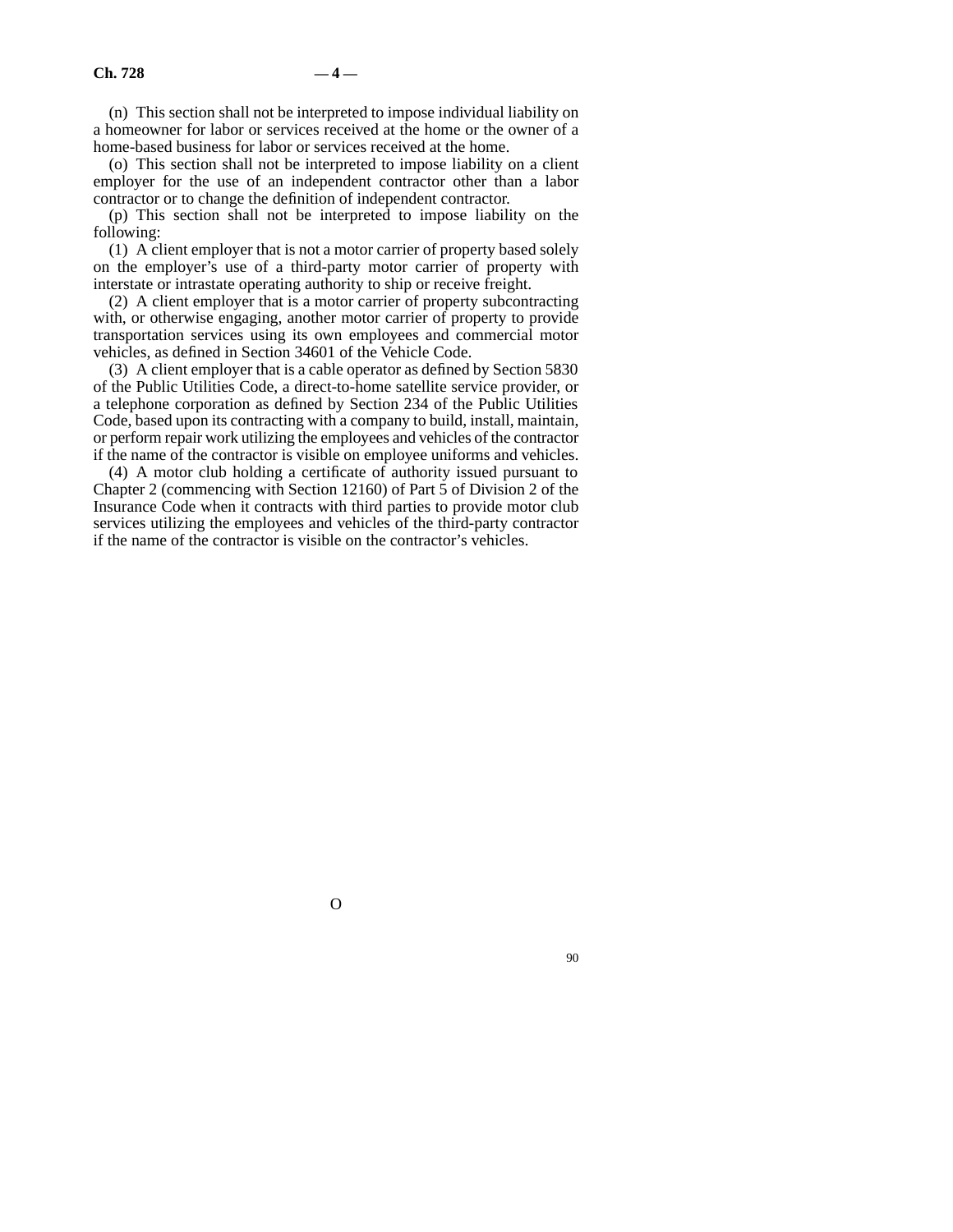(n) This section shall not be interpreted to impose individual liability on a homeowner for labor or services received at the home or the owner of a home-based business for labor or services received at the home.

(o) This section shall not be interpreted to impose liability on a client employer for the use of an independent contractor other than a labor contractor or to change the definition of independent contractor.

(p) This section shall not be interpreted to impose liability on the following:

(1) A client employer that is not a motor carrier of property based solely on the employer's use of a third-party motor carrier of property with interstate or intrastate operating authority to ship or receive freight.

(2) A client employer that is a motor carrier of property subcontracting with, or otherwise engaging, another motor carrier of property to provide transportation services using its own employees and commercial motor vehicles, as defined in Section 34601 of the Vehicle Code.

(3) A client employer that is a cable operator as defined by Section 5830 of the Public Utilities Code, a direct-to-home satellite service provider, or a telephone corporation as defined by Section 234 of the Public Utilities Code, based upon its contracting with a company to build, install, maintain, or perform repair work utilizing the employees and vehicles of the contractor if the name of the contractor is visible on employee uniforms and vehicles.

(4) A motor club holding a certificate of authority issued pursuant to Chapter 2 (commencing with Section 12160) of Part 5 of Division 2 of the Insurance Code when it contracts with third parties to provide motor club services utilizing the employees and vehicles of the third-party contractor if the name of the contractor is visible on the contractor's vehicles.

O